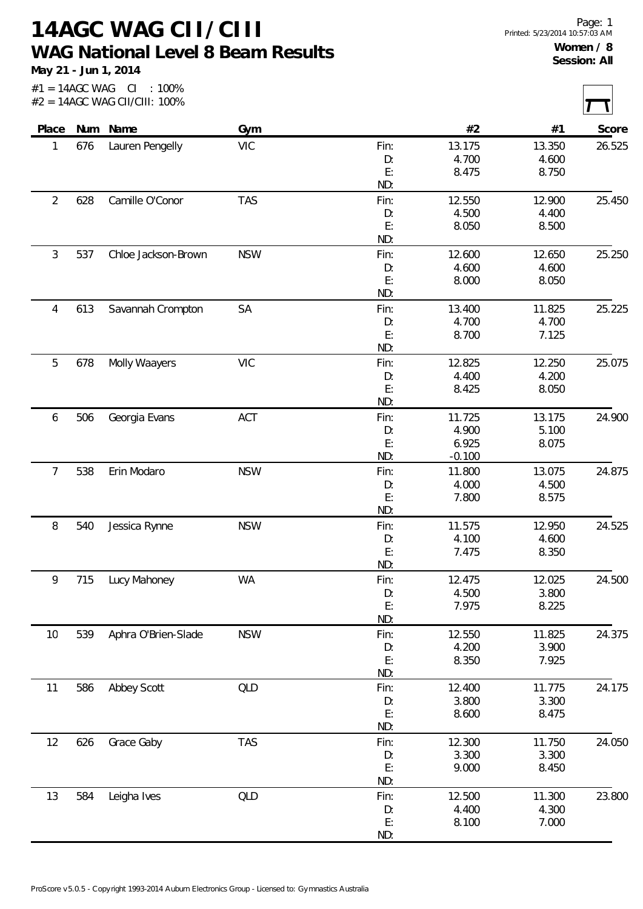# 14AGC WAG CII/CIII

## WAG National Level 8 Beam Results

**May 21 - Jun 1, 2014**

**Women / 8**
**Session: All**

#1 = 14AGC WAG CI : 100%
#2 = 14AGC WAG CII/CIII: 100%

| Place | Num | Name | Gym | | #2 | #1 | Score |
|---|---|---|---|---|---|---|---|
| 1 | 676 | Lauren Pengelly | VIC | Fin: | 13.175 | 13.350 | 26.525 |
| | | | | D: | 4.700 | 4.600 | |
| | | | | E: | 8.475 | 8.750 | |
| | | | | ND: | | | |
| 2 | 628 | Camille O'Conor | TAS | Fin: | 12.550 | 12.900 | 25.450 |
| | | | | D: | 4.500 | 4.400 | |
| | | | | E: | 8.050 | 8.500 | |
| | | | | ND: | | | |
| 3 | 537 | Chloe Jackson-Brown | NSW | Fin: | 12.600 | 12.650 | 25.250 |
| | | | | D: | 4.600 | 4.600 | |
| | | | | E: | 8.000 | 8.050 | |
| | | | | ND: | | | |
| 4 | 613 | Savannah Crompton | SA | Fin: | 13.400 | 11.825 | 25.225 |
| | | | | D: | 4.700 | 4.700 | |
| | | | | E: | 8.700 | 7.125 | |
| | | | | ND: | | | |
| 5 | 678 | Molly Waayers | VIC | Fin: | 12.825 | 12.250 | 25.075 |
| | | | | D: | 4.400 | 4.200 | |
| | | | | E: | 8.425 | 8.050 | |
| | | | | ND: | | | |
| 6 | 506 | Georgia Evans | ACT | Fin: | 11.725 | 13.175 | 24.900 |
| | | | | D: | 4.900 | 5.100 | |
| | | | | E: | 6.925 | 8.075 | |
| | | | | ND: | -0.100 | | |
| 7 | 538 | Erin Modaro | NSW | Fin: | 11.800 | 13.075 | 24.875 |
| | | | | D: | 4.000 | 4.500 | |
| | | | | E: | 7.800 | 8.575 | |
| | | | | ND: | | | |
| 8 | 540 | Jessica Rynne | NSW | Fin: | 11.575 | 12.950 | 24.525 |
| | | | | D: | 4.100 | 4.600 | |
| | | | | E: | 7.475 | 8.350 | |
| | | | | ND: | | | |
| 9 | 715 | Lucy Mahoney | WA | Fin: | 12.475 | 12.025 | 24.500 |
| | | | | D: | 4.500 | 3.800 | |
| | | | | E: | 7.975 | 8.225 | |
| | | | | ND: | | | |
| 10 | 539 | Aphra O'Brien-Slade | NSW | Fin: | 12.550 | 11.825 | 24.375 |
| | | | | D: | 4.200 | 3.900 | |
| | | | | E: | 8.350 | 7.925 | |
| | | | | ND: | | | |
| 11 | 586 | Abbey Scott | QLD | Fin: | 12.400 | 11.775 | 24.175 |
| | | | | D: | 3.800 | 3.300 | |
| | | | | E: | 8.600 | 8.475 | |
| | | | | ND: | | | |
| 12 | 626 | Grace Gaby | TAS | Fin: | 12.300 | 11.750 | 24.050 |
| | | | | D: | 3.300 | 3.300 | |
| | | | | E: | 9.000 | 8.450 | |
| | | | | ND: | | | |
| 13 | 584 | Leigha Ives | QLD | Fin: | 12.500 | 11.300 | 23.800 |
| | | | | D: | 4.400 | 4.300 | |
| | | | | E: | 8.100 | 7.000 | |
| | | | | ND: | | | |

ProScore v5.0.5 - Copyright 1993-2014 Auburn Electronics Group - Licensed to: Gymnastics Australia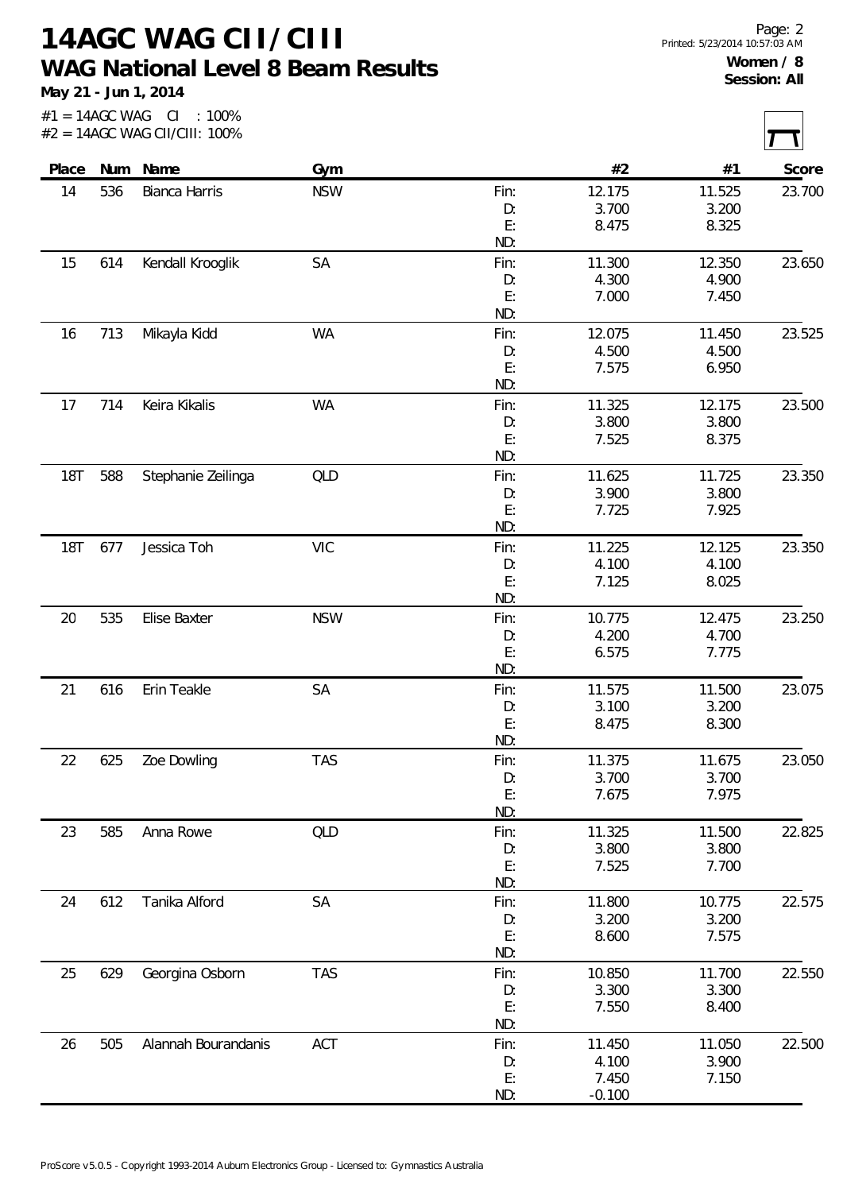# 14AGC WAG CII/CIII

## WAG National Level 8 Beam Results

**May 21 - Jun 1, 2014**

**Women / 8**
**Session: All**

#1 = 14AGC WAG CI : 100%
#2 = 14AGC WAG CII/CIII: 100%

| Place | Num | Name | Gym | | #2 | #1 | Score |
|---|---|---|---|---|---|---|---|
| 14 | 536 | Bianca Harris | NSW | Fin: | 12.175 | 11.525 | 23.700 |
| | | | | D: | 3.700 | 3.200 | |
| | | | | E: | 8.475 | 8.325 | |
| | | | | ND: | | | |
| 15 | 614 | Kendall Krooglik | SA | Fin: | 11.300 | 12.350 | 23.650 |
| | | | | D: | 4.300 | 4.900 | |
| | | | | E: | 7.000 | 7.450 | |
| | | | | ND: | | | |
| 16 | 713 | Mikayla Kidd | WA | Fin: | 12.075 | 11.450 | 23.525 |
| | | | | D: | 4.500 | 4.500 | |
| | | | | E: | 7.575 | 6.950 | |
| | | | | ND: | | | |
| 17 | 714 | Keira Kikalis | WA | Fin: | 11.325 | 12.175 | 23.500 |
| | | | | D: | 3.800 | 3.800 | |
| | | | | E: | 7.525 | 8.375 | |
| | | | | ND: | | | |
| 18T | 588 | Stephanie Zeilinga | QLD | Fin: | 11.625 | 11.725 | 23.350 |
| | | | | D: | 3.900 | 3.800 | |
| | | | | E: | 7.725 | 7.925 | |
| | | | | ND: | | | |
| 18T | 677 | Jessica Toh | VIC | Fin: | 11.225 | 12.125 | 23.350 |
| | | | | D: | 4.100 | 4.100 | |
| | | | | E: | 7.125 | 8.025 | |
| | | | | ND: | | | |
| 20 | 535 | Elise Baxter | NSW | Fin: | 10.775 | 12.475 | 23.250 |
| | | | | D: | 4.200 | 4.700 | |
| | | | | E: | 6.575 | 7.775 | |
| | | | | ND: | | | |
| 21 | 616 | Erin Teakle | SA | Fin: | 11.575 | 11.500 | 23.075 |
| | | | | D: | 3.100 | 3.200 | |
| | | | | E: | 8.475 | 8.300 | |
| | | | | ND: | | | |
| 22 | 625 | Zoe Dowling | TAS | Fin: | 11.375 | 11.675 | 23.050 |
| | | | | D: | 3.700 | 3.700 | |
| | | | | E: | 7.675 | 7.975 | |
| | | | | ND: | | | |
| 23 | 585 | Anna Rowe | QLD | Fin: | 11.325 | 11.500 | 22.825 |
| | | | | D: | 3.800 | 3.800 | |
| | | | | E: | 7.525 | 7.700 | |
| | | | | ND: | | | |
| 24 | 612 | Tanika Alford | SA | Fin: | 11.800 | 10.775 | 22.575 |
| | | | | D: | 3.200 | 3.200 | |
| | | | | E: | 8.600 | 7.575 | |
| | | | | ND: | | | |
| 25 | 629 | Georgina Osborn | TAS | Fin: | 10.850 | 11.700 | 22.550 |
| | | | | D: | 3.300 | 3.300 | |
| | | | | E: | 7.550 | 8.400 | |
| | | | | ND: | | | |
| 26 | 505 | Alannah Bourandanis | ACT | Fin: | 11.450 | 11.050 | 22.500 |
| | | | | D: | 4.100 | 3.900 | |
| | | | | E: | 7.450 | 7.150 | |
| | | | | ND: | -0.100 | | |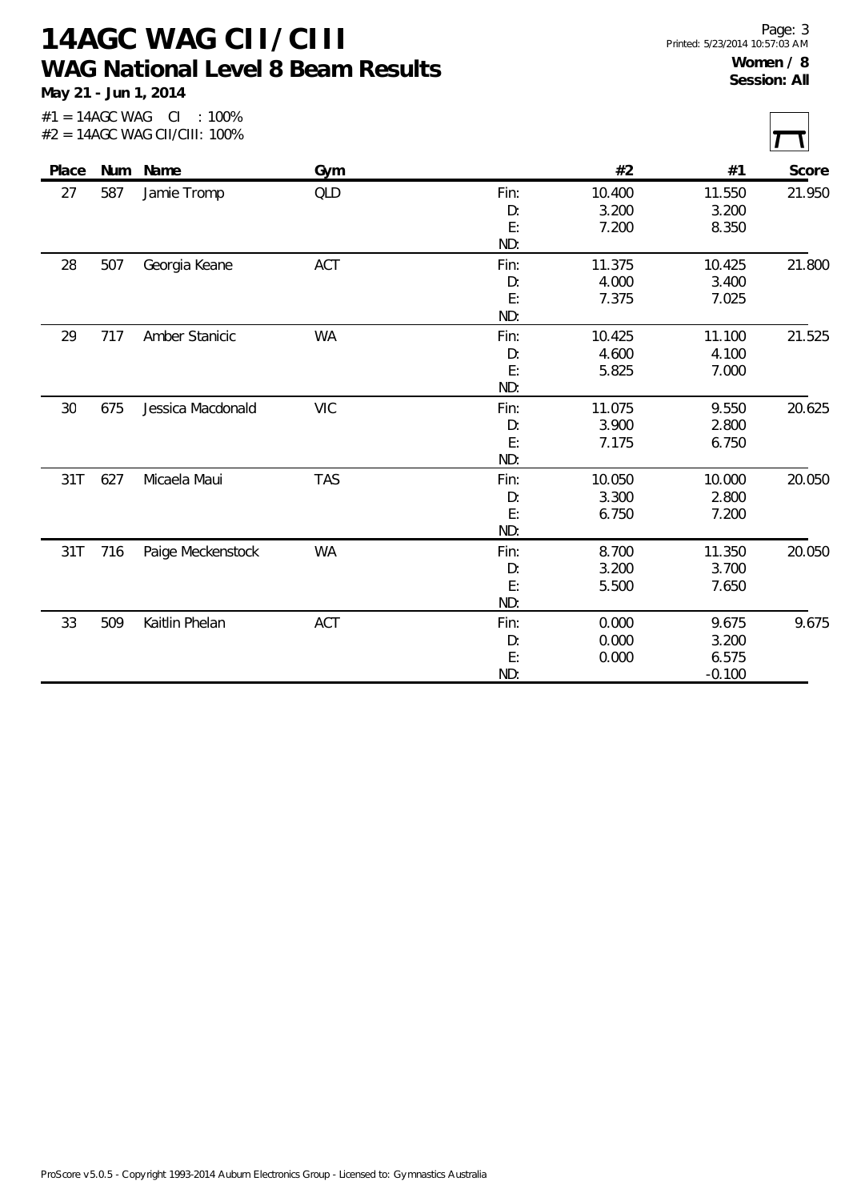# 14AGC WAG CII/CIII

## WAG National Level 8 Beam Results

**May 21 - Jun 1, 2014**

#1 = 14AGC WAG CI : 100%
#2 = 14AGC WAG CII/CIII: 100%

**Women / 8**
**Session: All**

| Place | Num | Name | Gym | | #2 | #1 | Score |
|---|---|---|---|---|---|---|---|
| 27 | 587 | Jamie Tromp | QLD | Fin: | 10.400 | 11.550 | 21.950 |
| | | | | D: | 3.200 | 3.200 | |
| | | | | E: | 7.200 | 8.350 | |
| | | | | ND: | | | |
| 28 | 507 | Georgia Keane | ACT | Fin: | 11.375 | 10.425 | 21.800 |
| | | | | D: | 4.000 | 3.400 | |
| | | | | E: | 7.375 | 7.025 | |
| | | | | ND: | | | |
| 29 | 717 | Amber Stanicic | WA | Fin: | 10.425 | 11.100 | 21.525 |
| | | | | D: | 4.600 | 4.100 | |
| | | | | E: | 5.825 | 7.000 | |
| | | | | ND: | | | |
| 30 | 675 | Jessica Macdonald | VIC | Fin: | 11.075 | 9.550 | 20.625 |
| | | | | D: | 3.900 | 2.800 | |
| | | | | E: | 7.175 | 6.750 | |
| | | | | ND: | | | |
| 31T | 627 | Micaela Maui | TAS | Fin: | 10.050 | 10.000 | 20.050 |
| | | | | D: | 3.300 | 2.800 | |
| | | | | E: | 6.750 | 7.200 | |
| | | | | ND: | | | |
| 31T | 716 | Paige Meckenstock | WA | Fin: | 8.700 | 11.350 | 20.050 |
| | | | | D: | 3.200 | 3.700 | |
| | | | | E: | 5.500 | 7.650 | |
| | | | | ND: | | | |
| 33 | 509 | Kaitlin Phelan | ACT | Fin: | 0.000 | 9.675 | 9.675 |
| | | | | D: | 0.000 | 3.200 | |
| | | | | E: | 0.000 | 6.575 | |
| | | | | ND: | | -0.100 | |

ProScore v5.0.5 - Copyright 1993-2014 Auburn Electronics Group - Licensed to: Gymnastics Australia